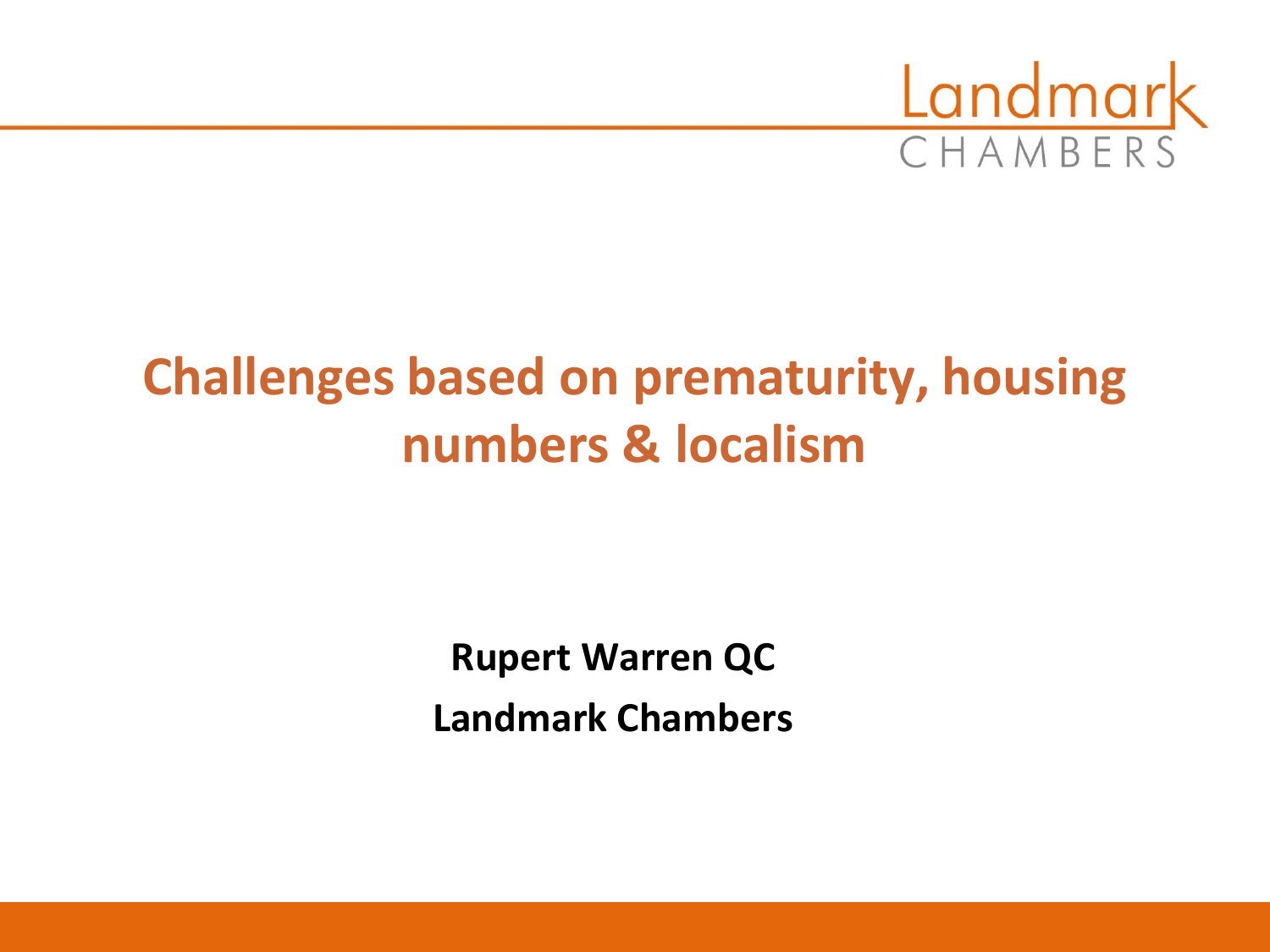Landmark CHAMBERS

# Challenges based on prematurity, housing numbers & localism

**Rupert Warren QC**

**Landmark Chambers**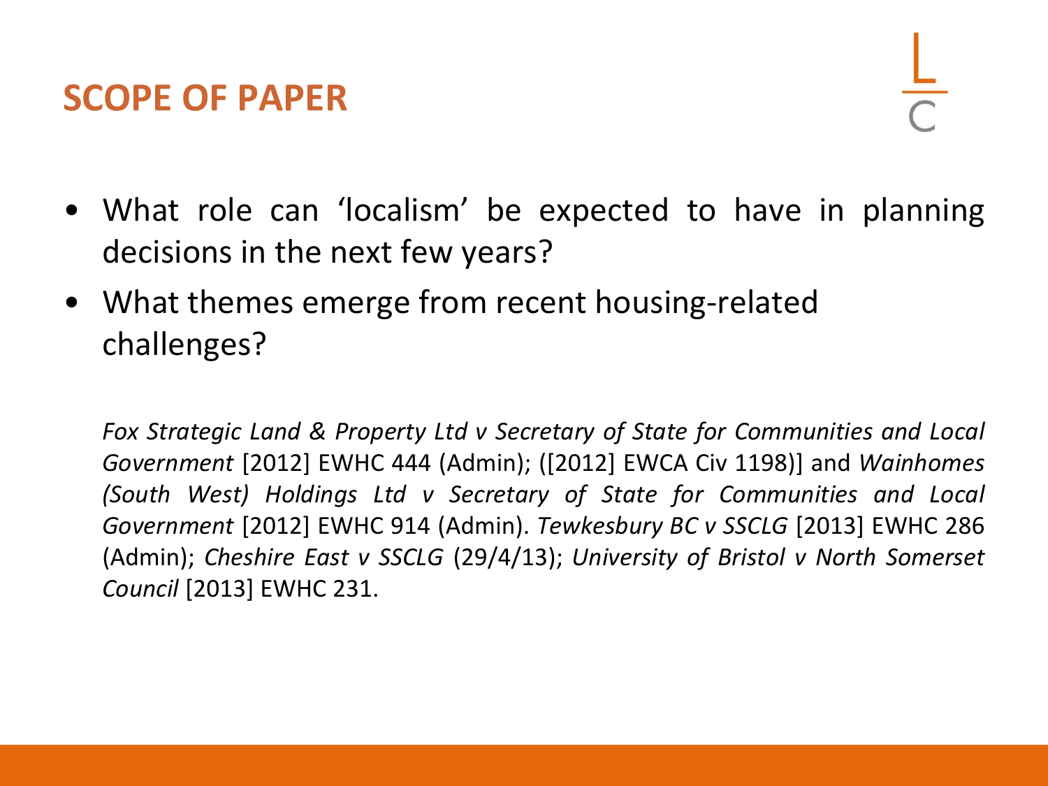## SCOPE OF PAPER

- What role can 'localism' be expected to have in planning decisions in the next few years?
- What themes emerge from recent housing-related challenges?

*Fox Strategic Land & Property Ltd v Secretary of State for Communities and Local Government* [2012] EWHC 444 (Admin); ([2012] EWCA Civ 1198)] and *Wainhomes (South West) Holdings Ltd v Secretary of State for Communities and Local Government* [2012] EWHC 914 (Admin). *Tewkesbury BC v SSCLG* [2013] EWHC 286 (Admin); *Cheshire East v SSCLG* (29/4/13); *University of Bristol v North Somerset Council* [2013] EWHC 231.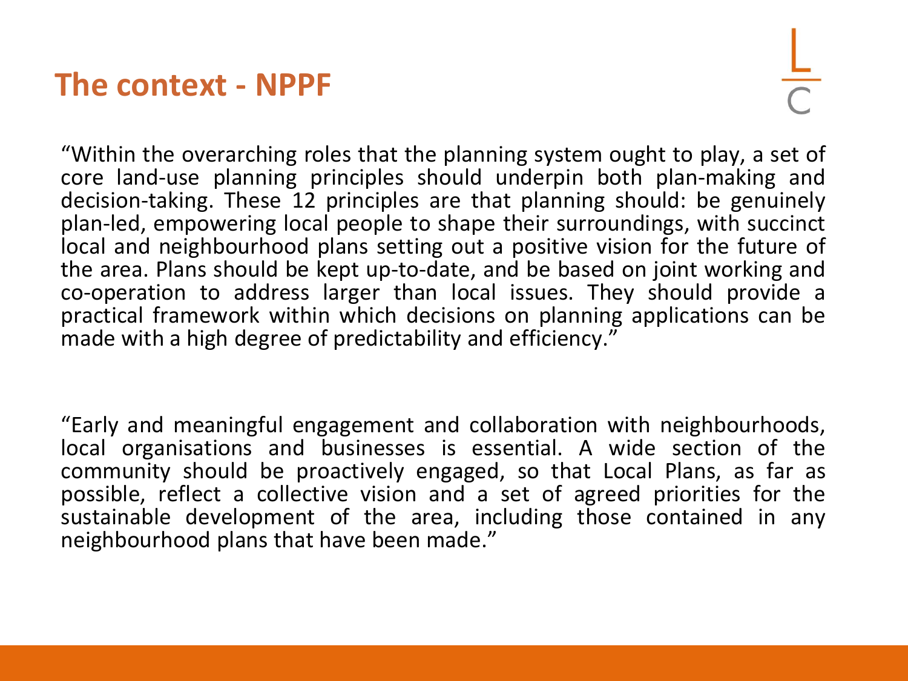# The context - NPPF

"Within the overarching roles that the planning system ought to play, a set of core land-use planning principles should underpin both plan-making and decision-taking. These 12 principles are that planning should: be genuinely plan-led, empowering local people to shape their surroundings, with succinct local and neighbourhood plans setting out a positive vision for the future of the area. Plans should be kept up-to-date, and be based on joint working and co-operation to address larger than local issues. They should provide a practical framework within which decisions on planning applications can be made with a high degree of predictability and efficiency."

"Early and meaningful engagement and collaboration with neighbourhoods, local organisations and businesses is essential. A wide section of the community should be proactively engaged, so that Local Plans, as far as possible, reflect a collective vision and a set of agreed priorities for the sustainable development of the area, including those contained in any neighbourhood plans that have been made."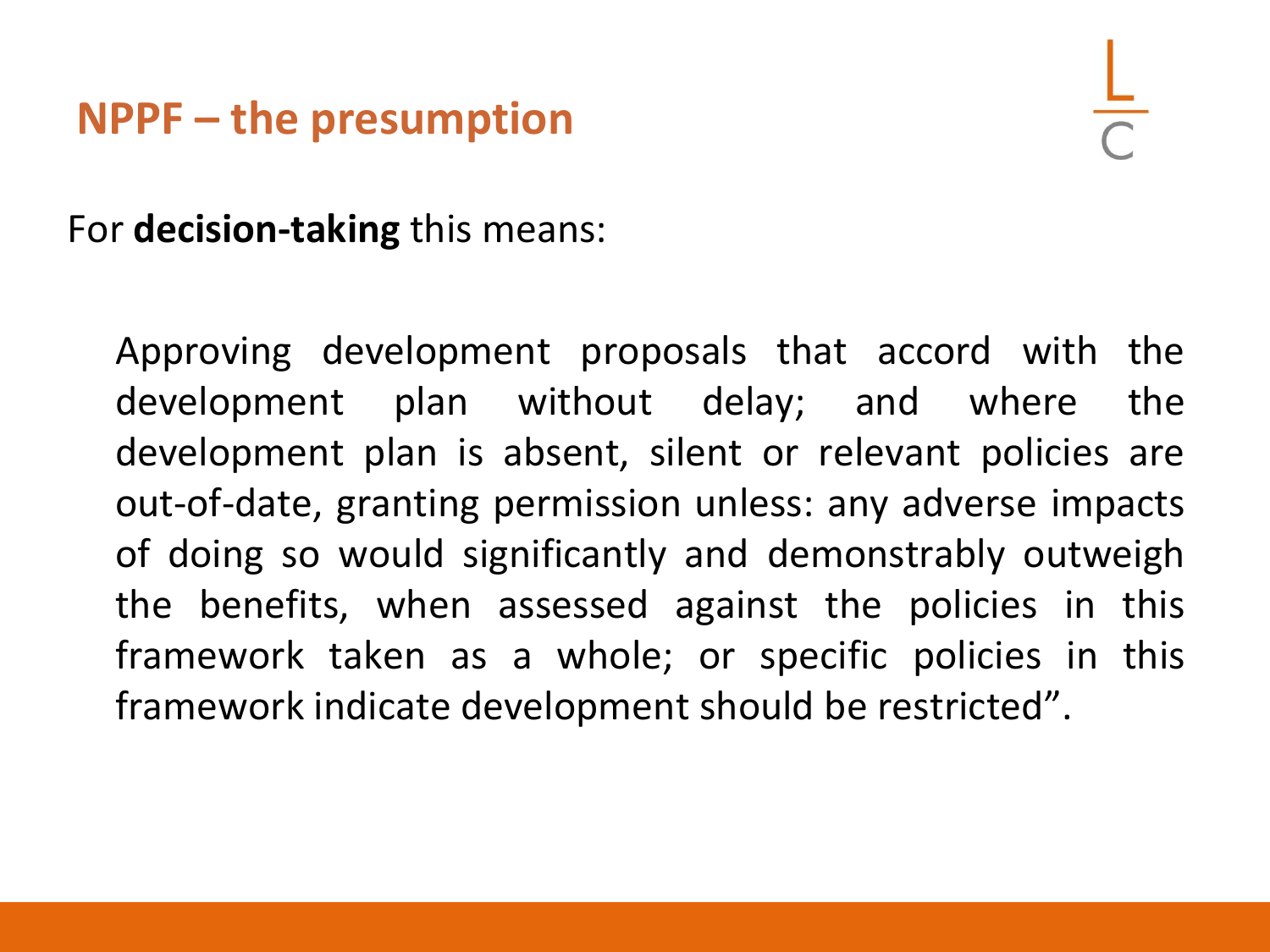## NPPF – the presumption

For **decision-taking** this means:

Approving development proposals that accord with the development plan without delay; and where the development plan is absent, silent or relevant policies are out-of-date, granting permission unless: any adverse impacts of doing so would significantly and demonstrably outweigh the benefits, when assessed against the policies in this framework taken as a whole; or specific policies in this framework indicate development should be restricted".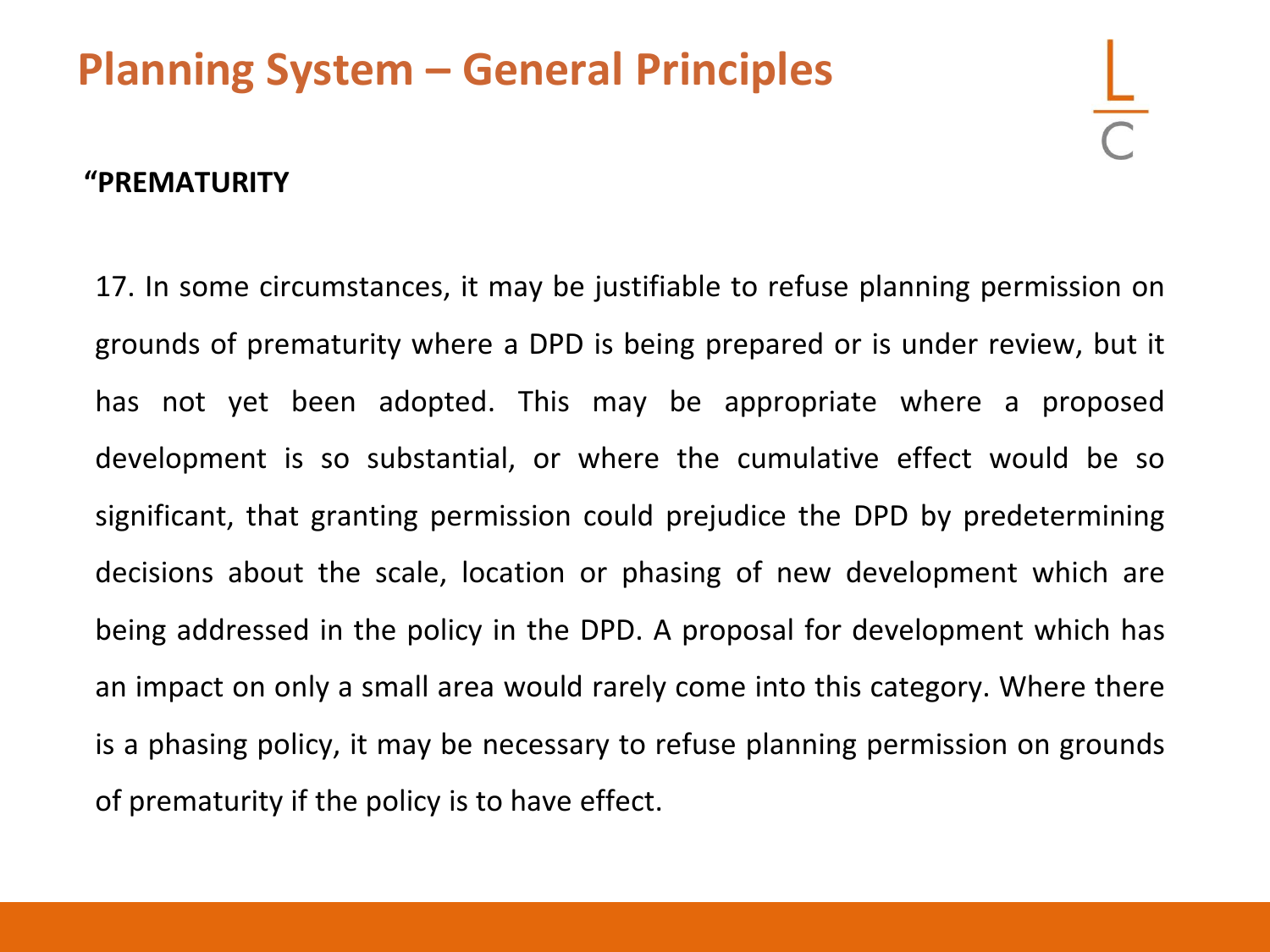# Planning System – General Principles

**"PREMATURITY**

17. In some circumstances, it may be justifiable to refuse planning permission on grounds of prematurity where a DPD is being prepared or is under review, but it has not yet been adopted. This may be appropriate where a proposed development is so substantial, or where the cumulative effect would be so significant, that granting permission could prejudice the DPD by predetermining decisions about the scale, location or phasing of new development which are being addressed in the policy in the DPD. A proposal for development which has an impact on only a small area would rarely come into this category. Where there is a phasing policy, it may be necessary to refuse planning permission on grounds of prematurity if the policy is to have effect.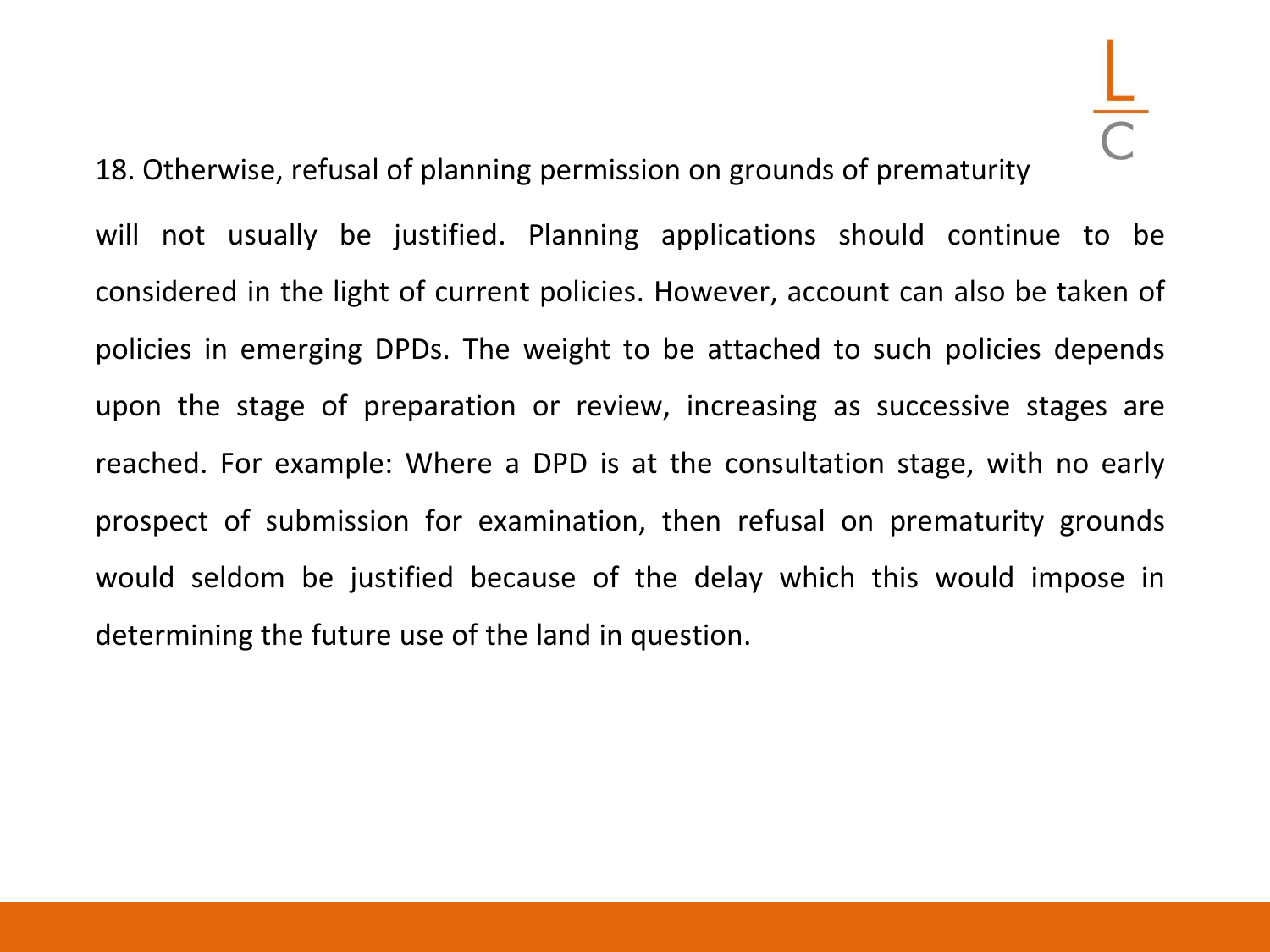18. Otherwise, refusal of planning permission on grounds of prematurity will not usually be justified. Planning applications should continue to be considered in the light of current policies. However, account can also be taken of policies in emerging DPDs. The weight to be attached to such policies depends upon the stage of preparation or review, increasing as successive stages are reached. For example: Where a DPD is at the consultation stage, with no early prospect of submission for examination, then refusal on prematurity grounds would seldom be justified because of the delay which this would impose in determining the future use of the land in question.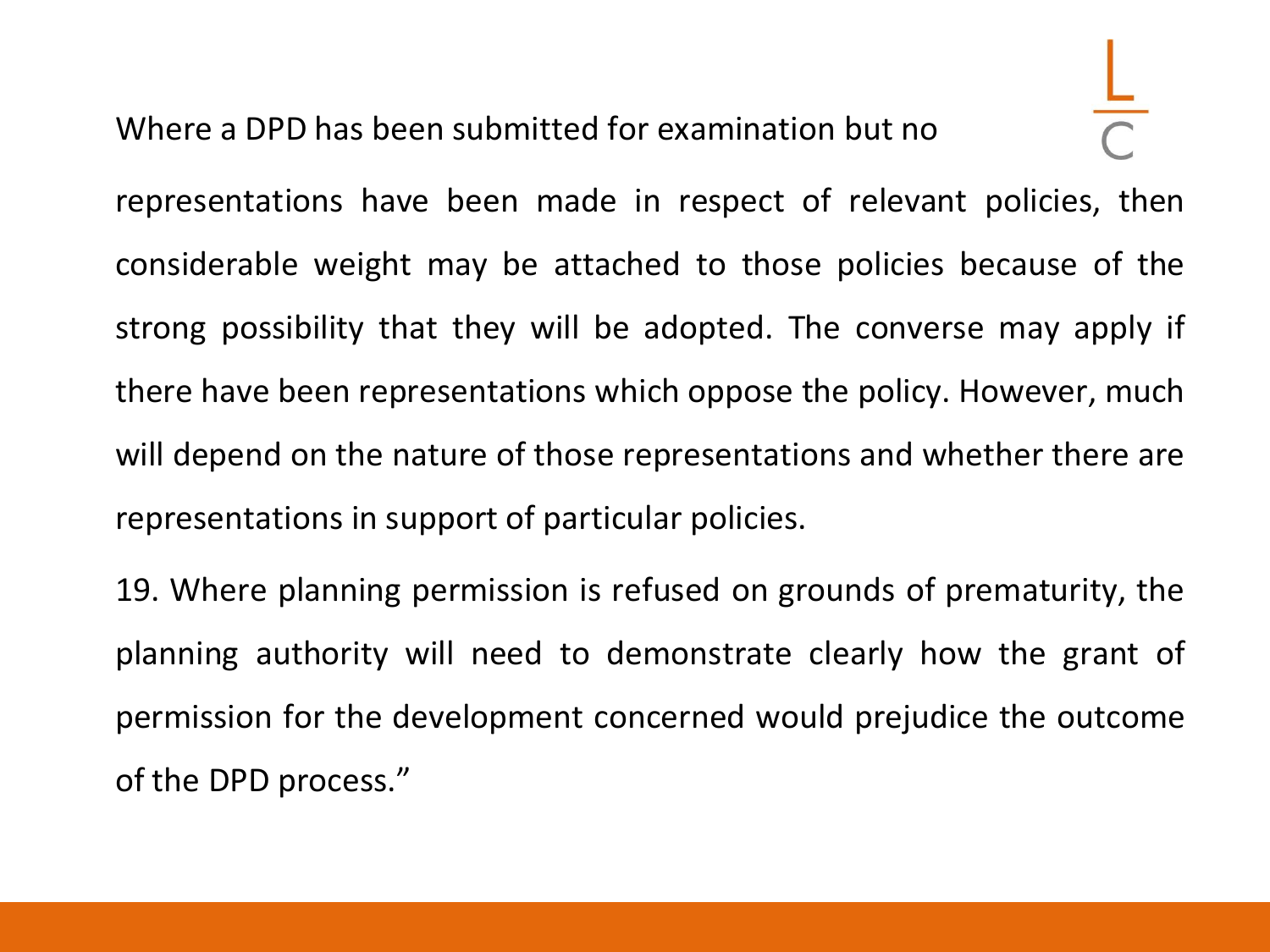Where a DPD has been submitted for examination but no representations have been made in respect of relevant policies, then considerable weight may be attached to those policies because of the strong possibility that they will be adopted. The converse may apply if there have been representations which oppose the policy. However, much will depend on the nature of those representations and whether there are representations in support of particular policies.

19. Where planning permission is refused on grounds of prematurity, the planning authority will need to demonstrate clearly how the grant of permission for the development concerned would prejudice the outcome of the DPD process."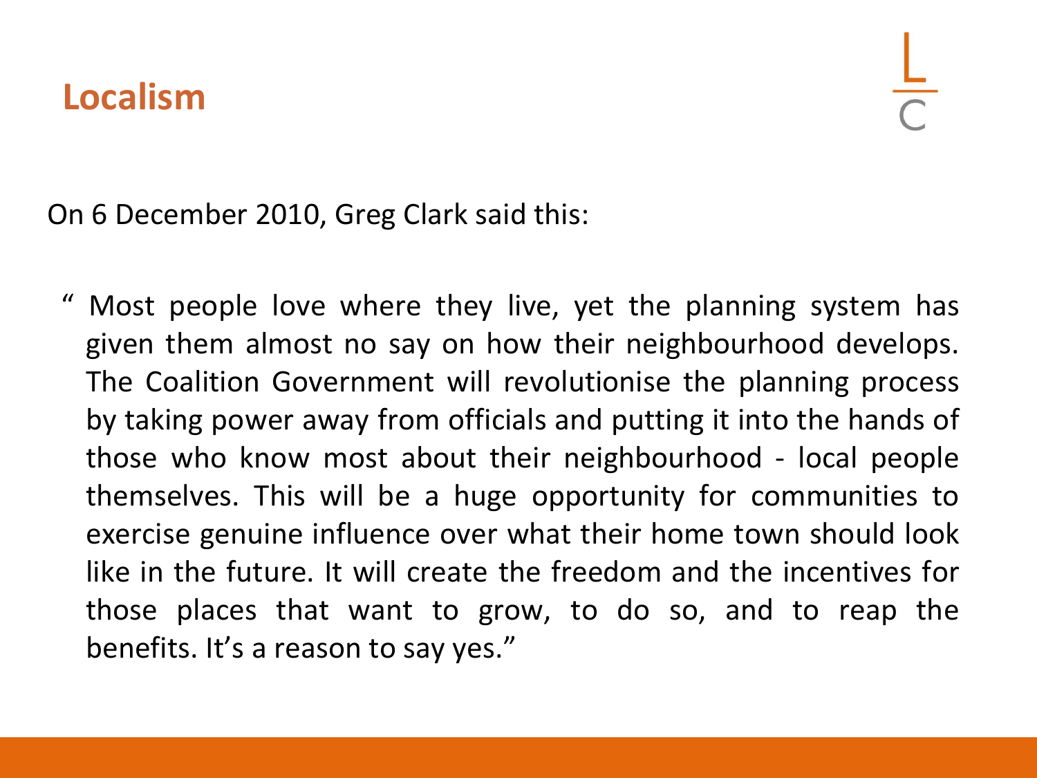## Localism

On 6 December 2010, Greg Clark said this:

> " Most people love where they live, yet the planning system has given them almost no say on how their neighbourhood develops. The Coalition Government will revolutionise the planning process by taking power away from officials and putting it into the hands of those who know most about their neighbourhood - local people themselves. This will be a huge opportunity for communities to exercise genuine influence over what their home town should look like in the future. It will create the freedom and the incentives for those places that want to grow, to do so, and to reap the benefits. It's a reason to say yes."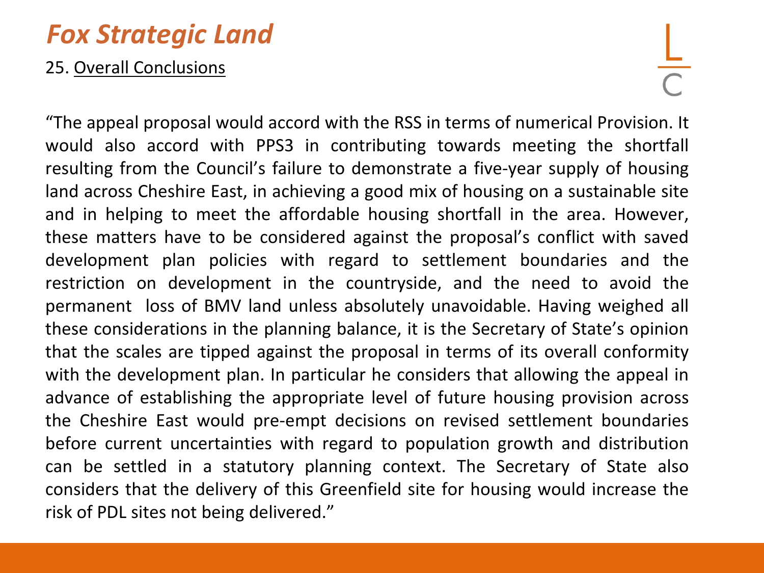# *Fox Strategic Land*

25. Overall Conclusions

"The appeal proposal would accord with the RSS in terms of numerical Provision. It would also accord with PPS3 in contributing towards meeting the shortfall resulting from the Council's failure to demonstrate a five-year supply of housing land across Cheshire East, in achieving a good mix of housing on a sustainable site and in helping to meet the affordable housing shortfall in the area. However, these matters have to be considered against the proposal's conflict with saved development plan policies with regard to settlement boundaries and the restriction on development in the countryside, and the need to avoid the permanent loss of BMV land unless absolutely unavoidable. Having weighed all these considerations in the planning balance, it is the Secretary of State's opinion that the scales are tipped against the proposal in terms of its overall conformity with the development plan. In particular he considers that allowing the appeal in advance of establishing the appropriate level of future housing provision across the Cheshire East would pre-empt decisions on revised settlement boundaries before current uncertainties with regard to population growth and distribution can be settled in a statutory planning context. The Secretary of State also considers that the delivery of this Greenfield site for housing would increase the risk of PDL sites not being delivered."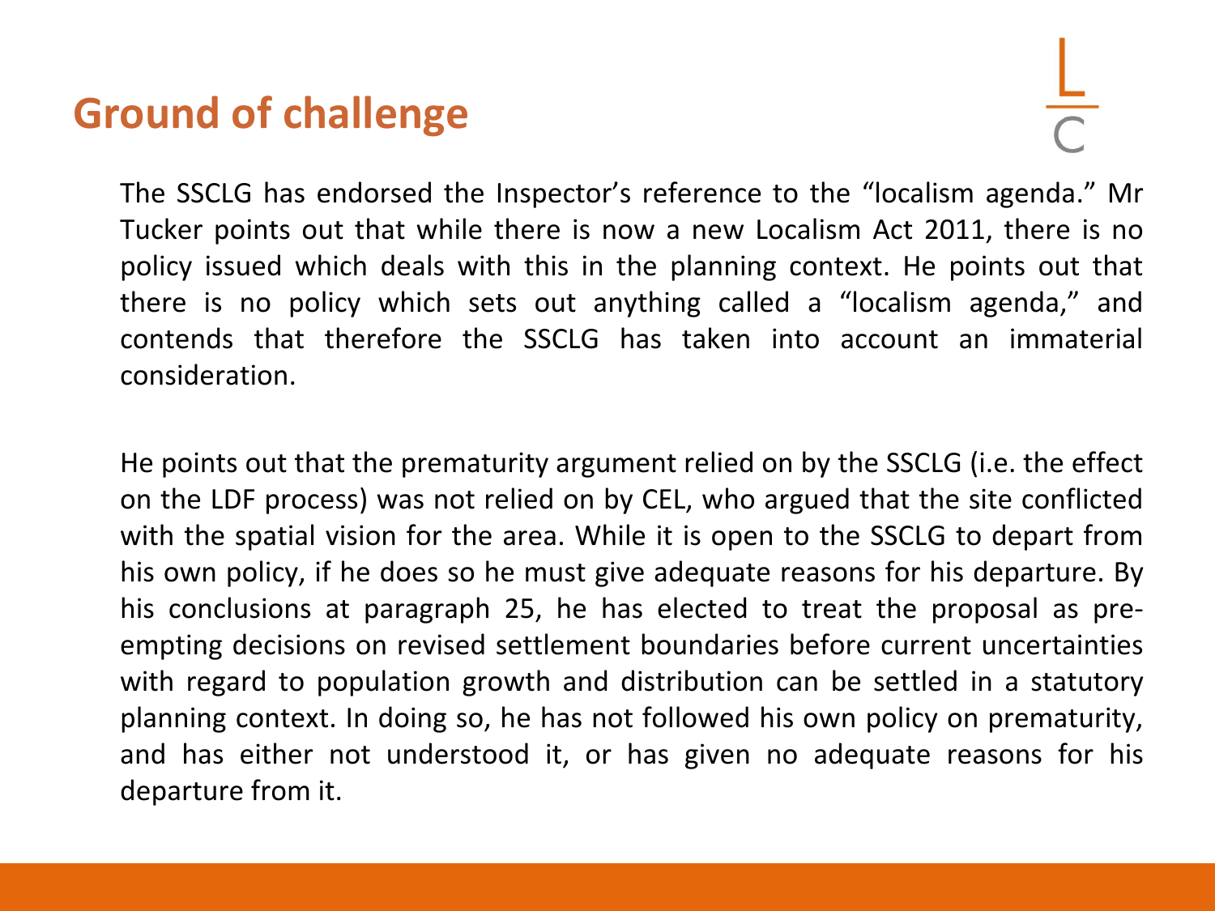## Ground of challenge

The SSCLG has endorsed the Inspector's reference to the "localism agenda." Mr Tucker points out that while there is now a new Localism Act 2011, there is no policy issued which deals with this in the planning context. He points out that there is no policy which sets out anything called a "localism agenda," and contends that therefore the SSCLG has taken into account an immaterial consideration.

He points out that the prematurity argument relied on by the SSCLG (i.e. the effect on the LDF process) was not relied on by CEL, who argued that the site conflicted with the spatial vision for the area. While it is open to the SSCLG to depart from his own policy, if he does so he must give adequate reasons for his departure. By his conclusions at paragraph 25, he has elected to treat the proposal as pre-empting decisions on revised settlement boundaries before current uncertainties with regard to population growth and distribution can be settled in a statutory planning context. In doing so, he has not followed his own policy on prematurity, and has either not understood it, or has given no adequate reasons for his departure from it.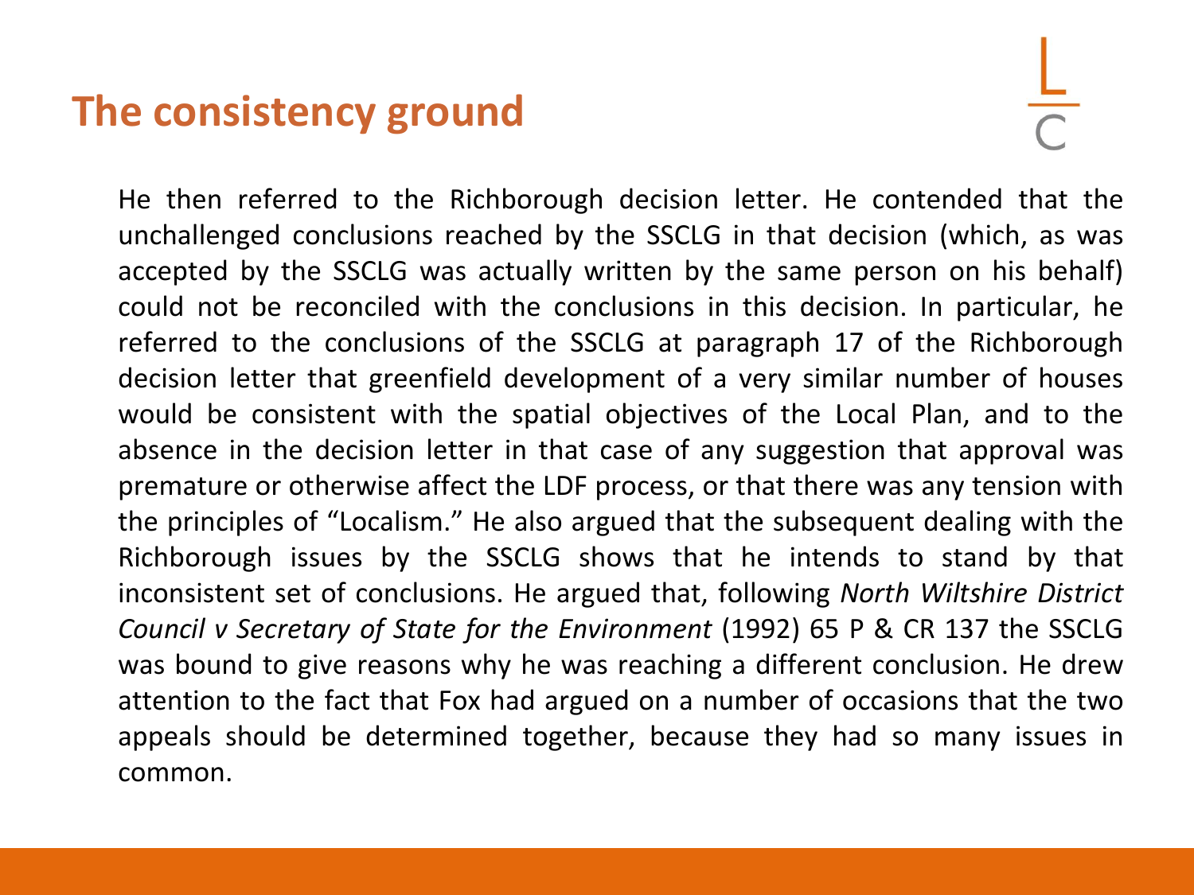## The consistency ground

He then referred to the Richborough decision letter. He contended that the unchallenged conclusions reached by the SSCLG in that decision (which, as was accepted by the SSCLG was actually written by the same person on his behalf) could not be reconciled with the conclusions in this decision. In particular, he referred to the conclusions of the SSCLG at paragraph 17 of the Richborough decision letter that greenfield development of a very similar number of houses would be consistent with the spatial objectives of the Local Plan, and to the absence in the decision letter in that case of any suggestion that approval was premature or otherwise affect the LDF process, or that there was any tension with the principles of "Localism." He also argued that the subsequent dealing with the Richborough issues by the SSCLG shows that he intends to stand by that inconsistent set of conclusions. He argued that, following *North Wiltshire District Council v Secretary of State for the Environment* (1992) 65 P & CR 137 the SSCLG was bound to give reasons why he was reaching a different conclusion. He drew attention to the fact that Fox had argued on a number of occasions that the two appeals should be determined together, because they had so many issues in common.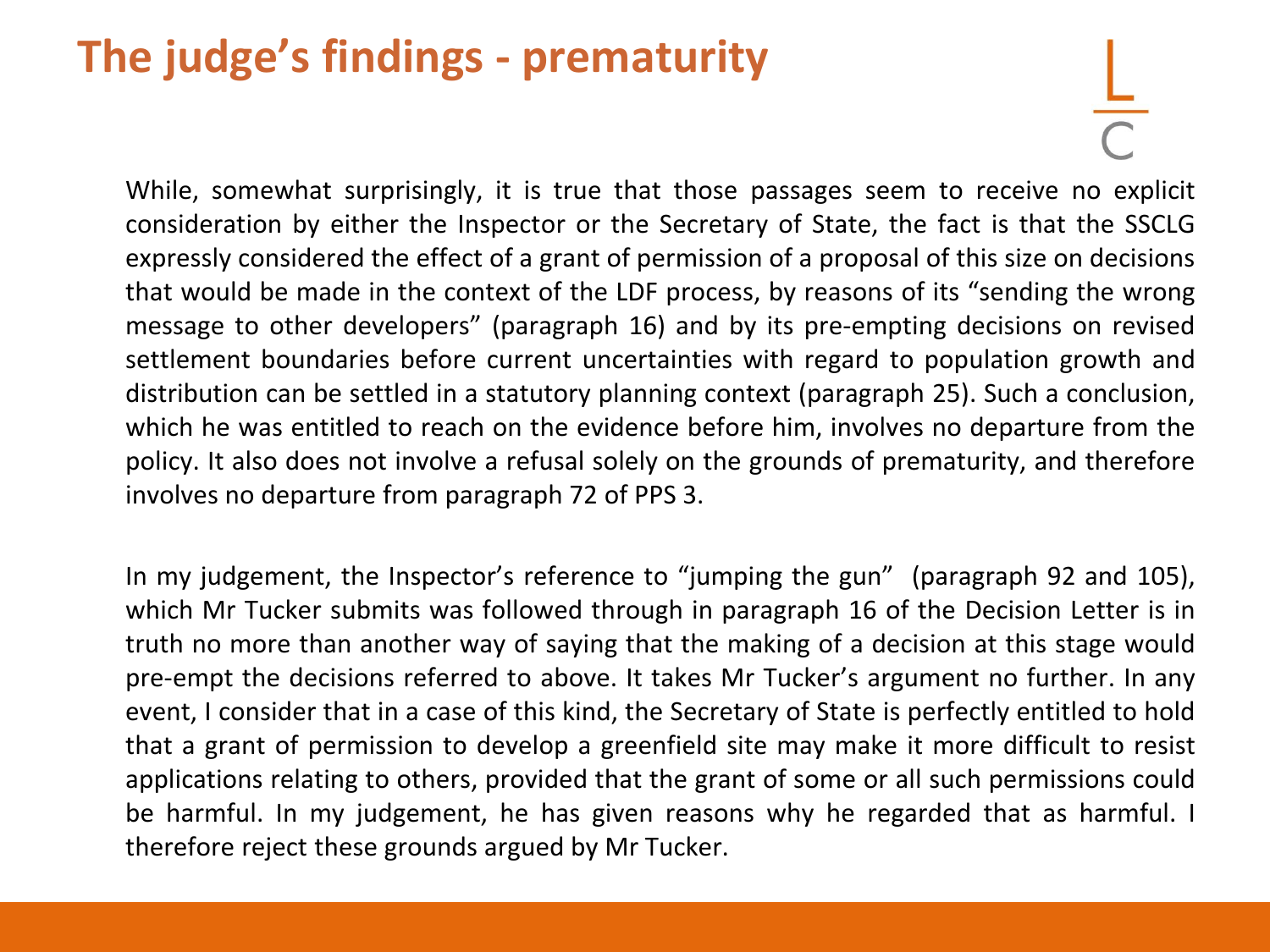# The judge's findings - prematurity

While, somewhat surprisingly, it is true that those passages seem to receive no explicit consideration by either the Inspector or the Secretary of State, the fact is that the SSCLG expressly considered the effect of a grant of permission of a proposal of this size on decisions that would be made in the context of the LDF process, by reasons of its "sending the wrong message to other developers" (paragraph 16) and by its pre-empting decisions on revised settlement boundaries before current uncertainties with regard to population growth and distribution can be settled in a statutory planning context (paragraph 25). Such a conclusion, which he was entitled to reach on the evidence before him, involves no departure from the policy. It also does not involve a refusal solely on the grounds of prematurity, and therefore involves no departure from paragraph 72 of PPS 3.

In my judgement, the Inspector's reference to "jumping the gun" (paragraph 92 and 105), which Mr Tucker submits was followed through in paragraph 16 of the Decision Letter is in truth no more than another way of saying that the making of a decision at this stage would pre-empt the decisions referred to above. It takes Mr Tucker's argument no further. In any event, I consider that in a case of this kind, the Secretary of State is perfectly entitled to hold that a grant of permission to develop a greenfield site may make it more difficult to resist applications relating to others, provided that the grant of some or all such permissions could be harmful. In my judgement, he has given reasons why he regarded that as harmful. I therefore reject these grounds argued by Mr Tucker.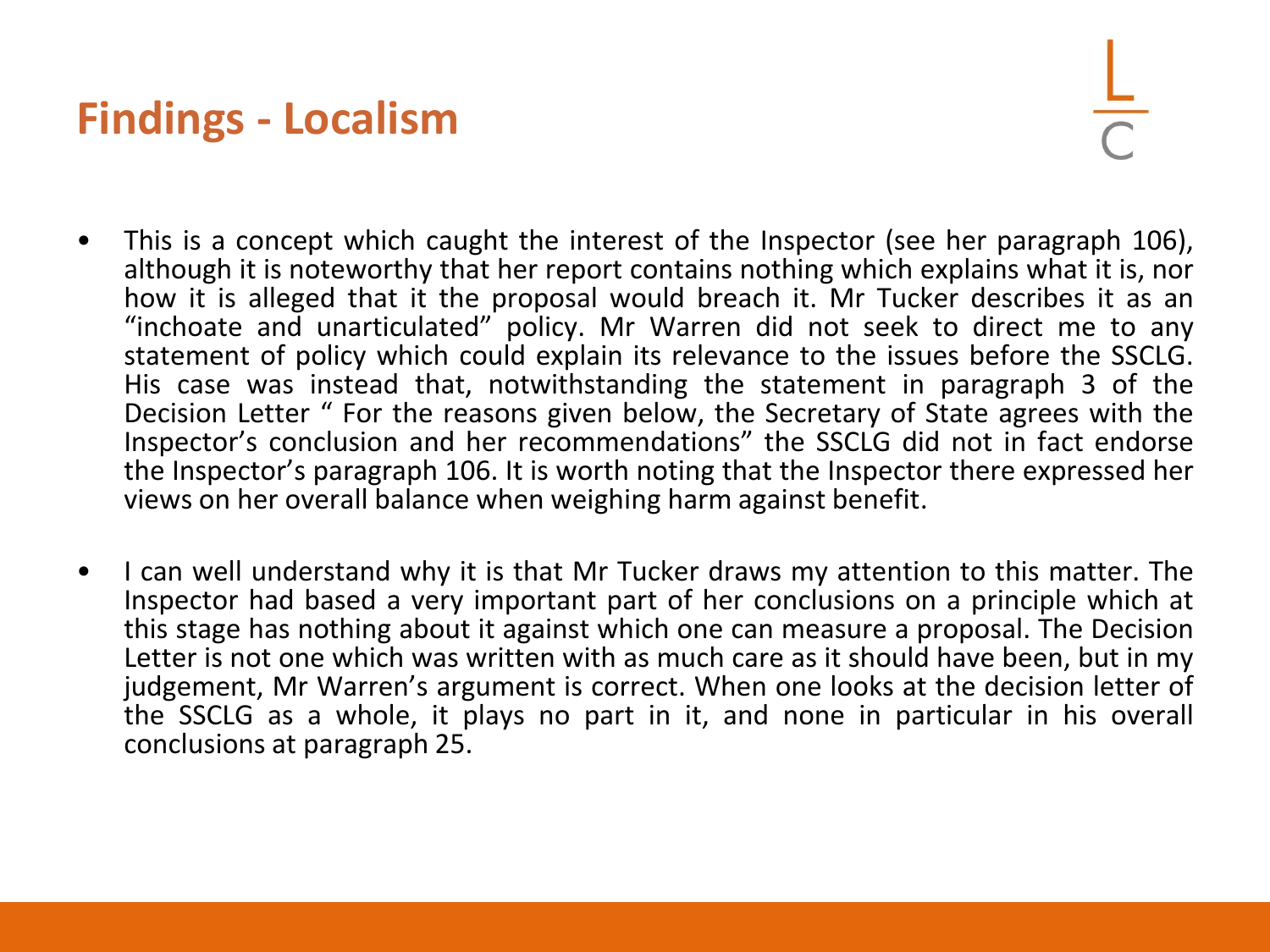# Findings - Localism

- This is a concept which caught the interest of the Inspector (see her paragraph 106), although it is noteworthy that her report contains nothing which explains what it is, nor how it is alleged that it the proposal would breach it. Mr Tucker describes it as an "inchoate and unarticulated" policy. Mr Warren did not seek to direct me to any statement of policy which could explain its relevance to the issues before the SSCLG. His case was instead that, notwithstanding the statement in paragraph 3 of the Decision Letter " For the reasons given below, the Secretary of State agrees with the Inspector's conclusion and her recommendations" the SSCLG did not in fact endorse the Inspector's paragraph 106. It is worth noting that the Inspector there expressed her views on her overall balance when weighing harm against benefit.

- I can well understand why it is that Mr Tucker draws my attention to this matter. The Inspector had based a very important part of her conclusions on a principle which at this stage has nothing about it against which one can measure a proposal. The Decision Letter is not one which was written with as much care as it should have been, but in my judgement, Mr Warren's argument is correct. When one looks at the decision letter of the SSCLG as a whole, it plays no part in it, and none in particular in his overall conclusions at paragraph 25.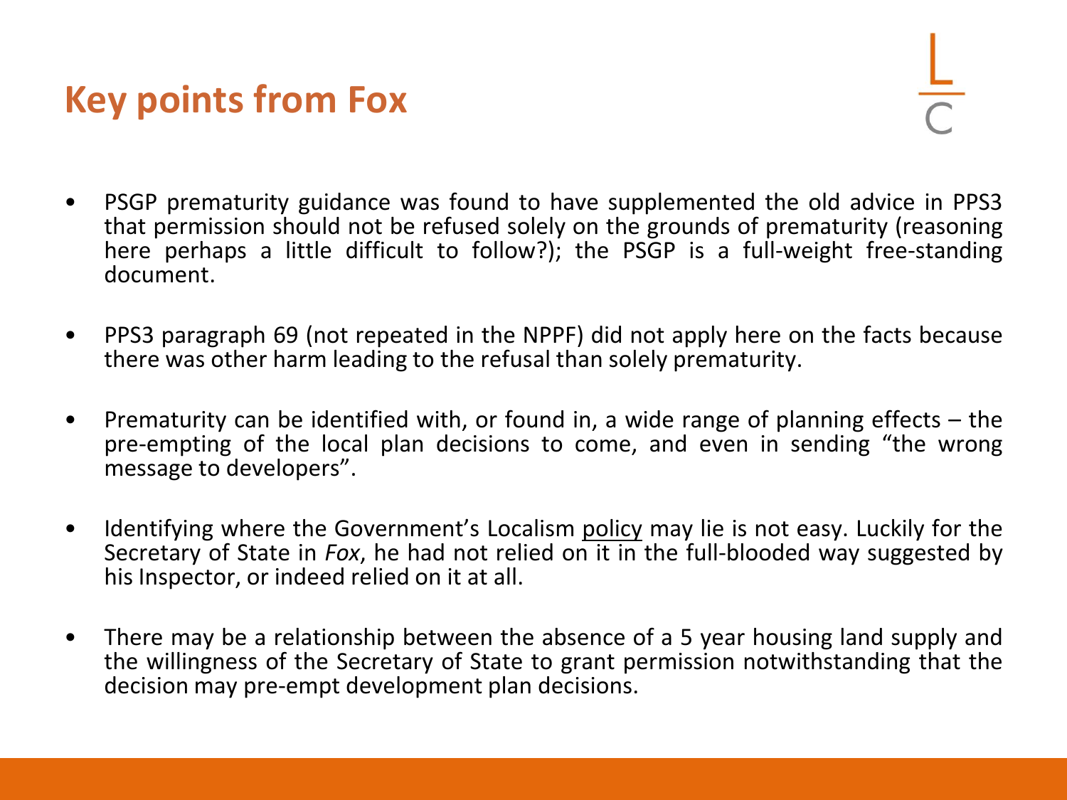# Key points from Fox

- PSGP prematurity guidance was found to have supplemented the old advice in PPS3 that permission should not be refused solely on the grounds of prematurity (reasoning here perhaps a little difficult to follow?); the PSGP is a full-weight free-standing document.

- PPS3 paragraph 69 (not repeated in the NPPF) did not apply here on the facts because there was other harm leading to the refusal than solely prematurity.

- Prematurity can be identified with, or found in, a wide range of planning effects – the pre-empting of the local plan decisions to come, and even in sending "the wrong message to developers".

- Identifying where the Government's Localism policy may lie is not easy. Luckily for the Secretary of State in *Fox*, he had not relied on it in the full-blooded way suggested by his Inspector, or indeed relied on it at all.

- There may be a relationship between the absence of a 5 year housing land supply and the willingness of the Secretary of State to grant permission notwithstanding that the decision may pre-empt development plan decisions.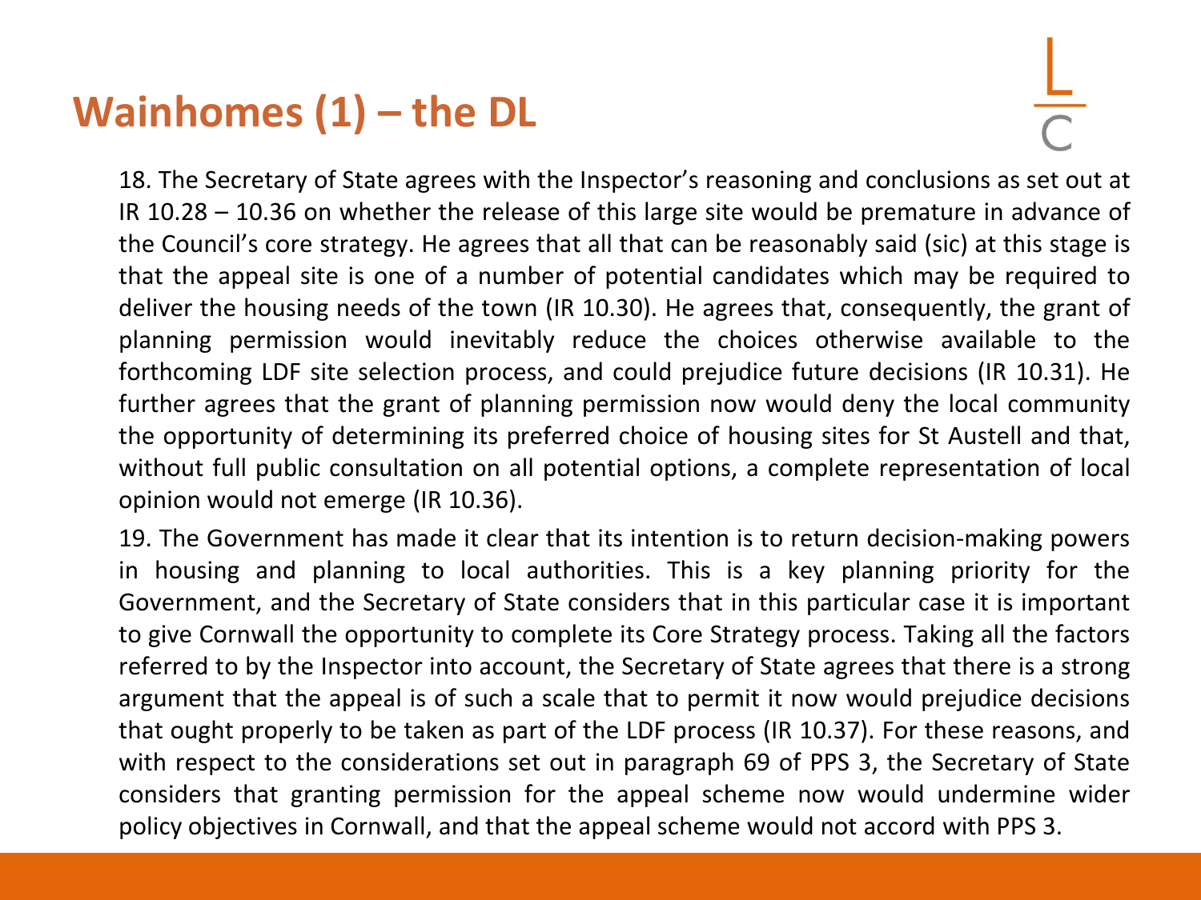# Wainhomes (1) – the DL

18. The Secretary of State agrees with the Inspector's reasoning and conclusions as set out at IR 10.28 – 10.36 on whether the release of this large site would be premature in advance of the Council's core strategy. He agrees that all that can be reasonably said (sic) at this stage is that the appeal site is one of a number of potential candidates which may be required to deliver the housing needs of the town (IR 10.30). He agrees that, consequently, the grant of planning permission would inevitably reduce the choices otherwise available to the forthcoming LDF site selection process, and could prejudice future decisions (IR 10.31). He further agrees that the grant of planning permission now would deny the local community the opportunity of determining its preferred choice of housing sites for St Austell and that, without full public consultation on all potential options, a complete representation of local opinion would not emerge (IR 10.36).

19. The Government has made it clear that its intention is to return decision-making powers in housing and planning to local authorities. This is a key planning priority for the Government, and the Secretary of State considers that in this particular case it is important to give Cornwall the opportunity to complete its Core Strategy process. Taking all the factors referred to by the Inspector into account, the Secretary of State agrees that there is a strong argument that the appeal is of such a scale that to permit it now would prejudice decisions that ought properly to be taken as part of the LDF process (IR 10.37). For these reasons, and with respect to the considerations set out in paragraph 69 of PPS 3, the Secretary of State considers that granting permission for the appeal scheme now would undermine wider policy objectives in Cornwall, and that the appeal scheme would not accord with PPS 3.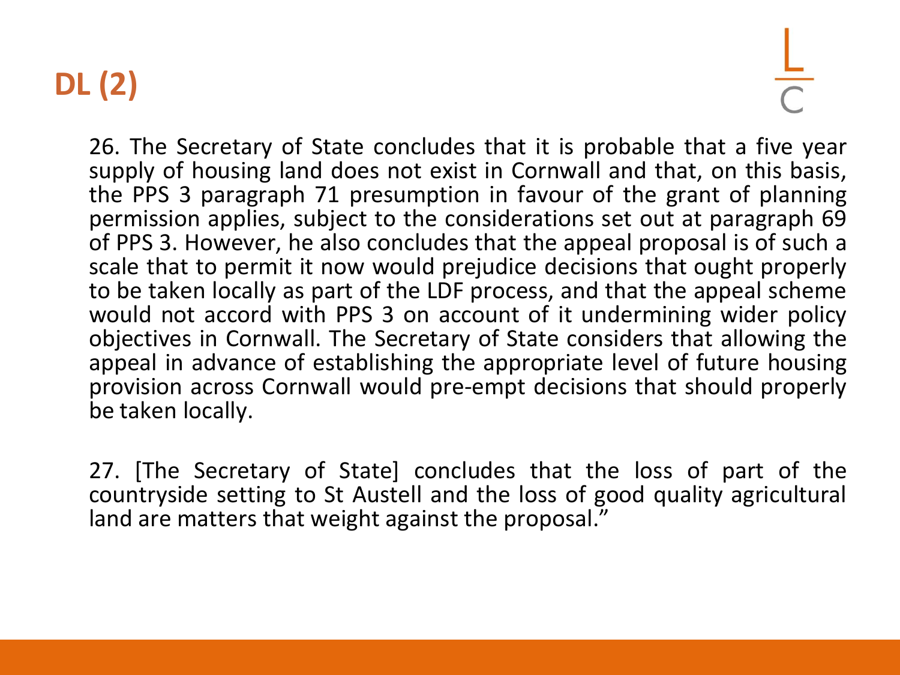# DL (2)

26. The Secretary of State concludes that it is probable that a five year supply of housing land does not exist in Cornwall and that, on this basis, the PPS 3 paragraph 71 presumption in favour of the grant of planning permission applies, subject to the considerations set out at paragraph 69 of PPS 3. However, he also concludes that the appeal proposal is of such a scale that to permit it now would prejudice decisions that ought properly to be taken locally as part of the LDF process, and that the appeal scheme would not accord with PPS 3 on account of it undermining wider policy objectives in Cornwall. The Secretary of State considers that allowing the appeal in advance of establishing the appropriate level of future housing provision across Cornwall would pre-empt decisions that should properly be taken locally.

27. [The Secretary of State] concludes that the loss of part of the countryside setting to St Austell and the loss of good quality agricultural land are matters that weight against the proposal."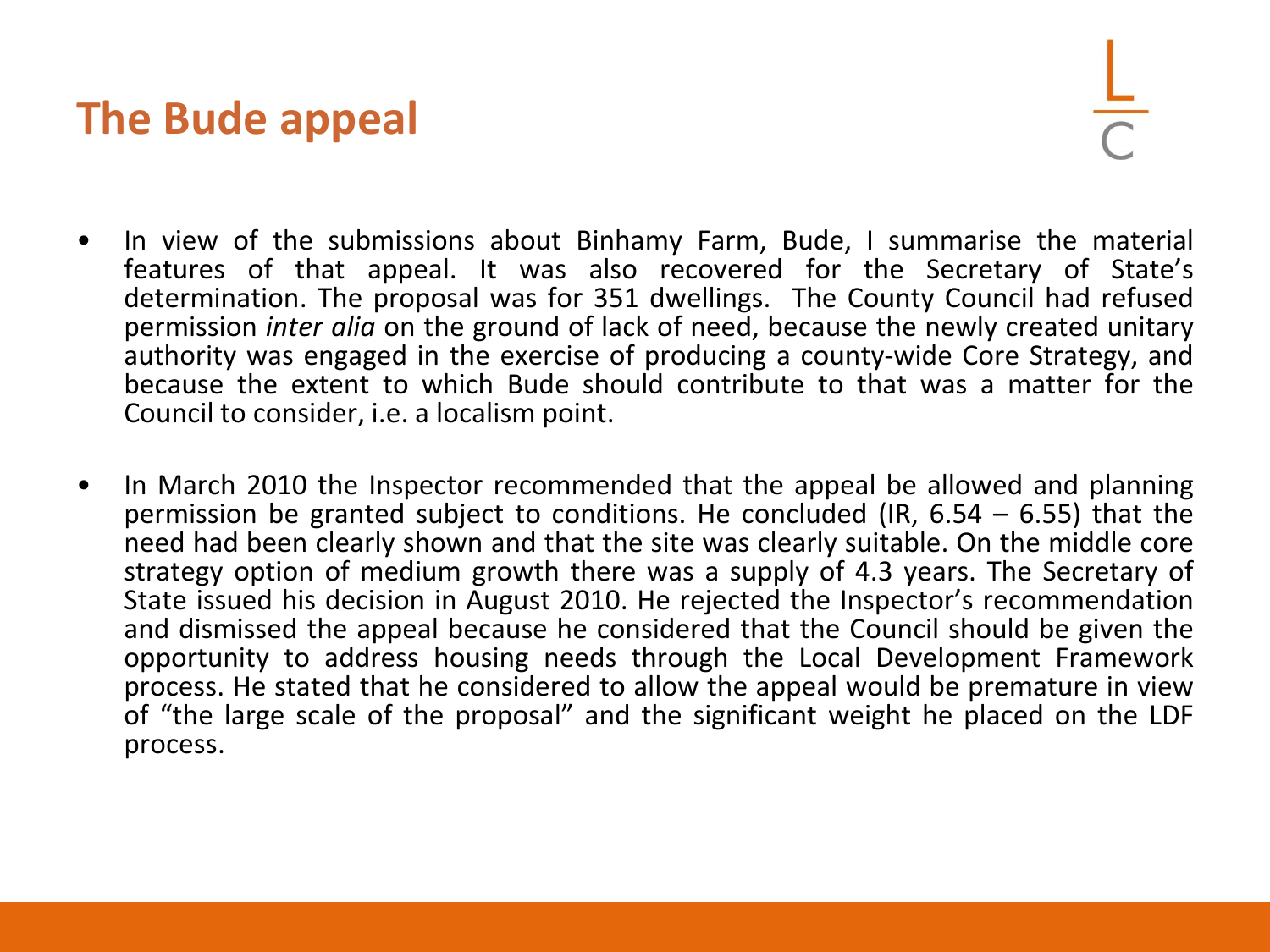# The Bude appeal

- In view of the submissions about Binhamy Farm, Bude, I summarise the material features of that appeal. It was also recovered for the Secretary of State's determination. The proposal was for 351 dwellings. The County Council had refused permission *inter alia* on the ground of lack of need, because the newly created unitary authority was engaged in the exercise of producing a county-wide Core Strategy, and because the extent to which Bude should contribute to that was a matter for the Council to consider, i.e. a localism point.

- In March 2010 the Inspector recommended that the appeal be allowed and planning permission be granted subject to conditions. He concluded (IR, 6.54 – 6.55) that the need had been clearly shown and that the site was clearly suitable. On the middle core strategy option of medium growth there was a supply of 4.3 years. The Secretary of State issued his decision in August 2010. He rejected the Inspector's recommendation and dismissed the appeal because he considered that the Council should be given the opportunity to address housing needs through the Local Development Framework process. He stated that he considered to allow the appeal would be premature in view of "the large scale of the proposal" and the significant weight he placed on the LDF process.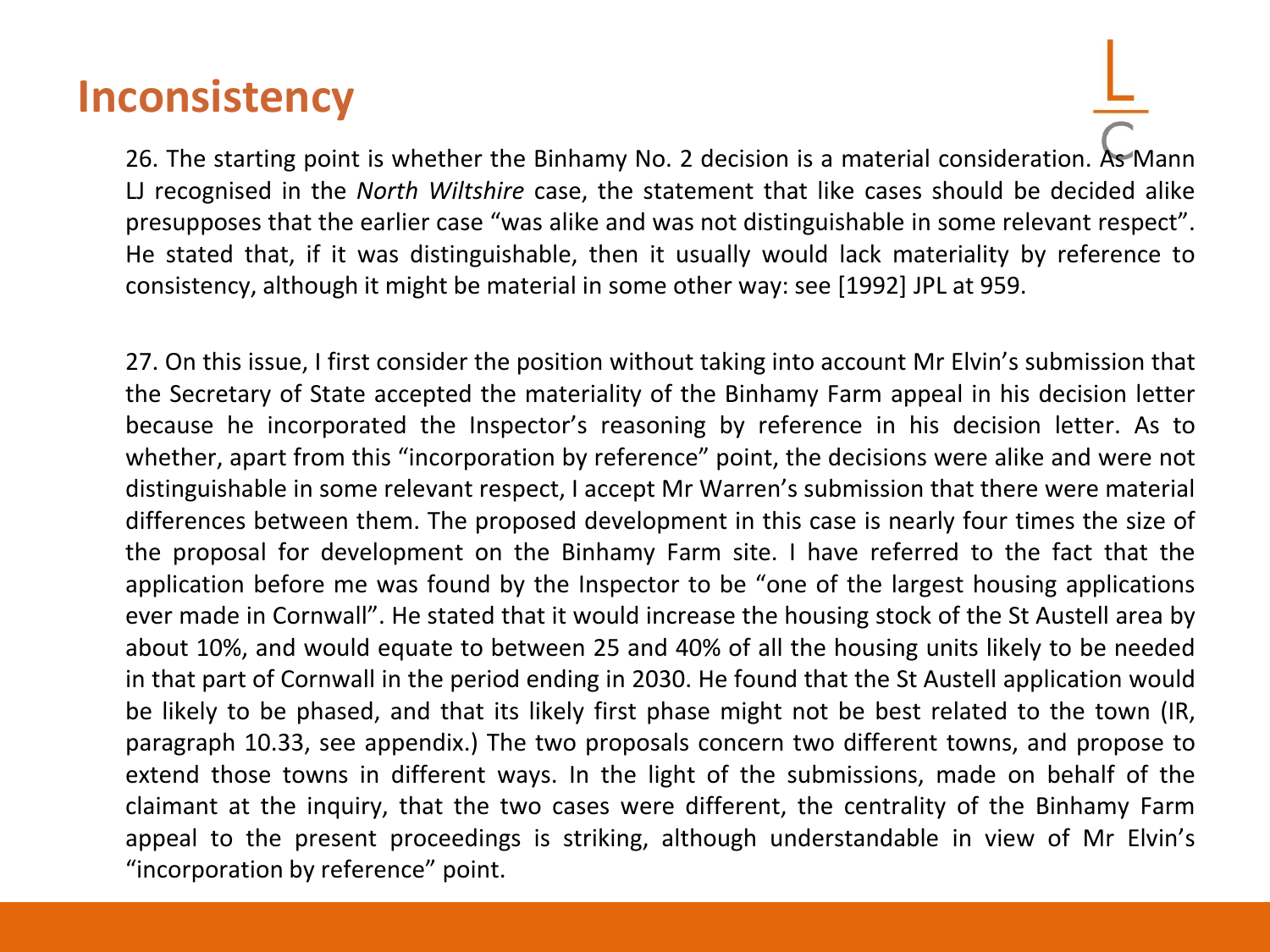# Inconsistency

26. The starting point is whether the Binhamy No. 2 decision is a material consideration. As Mann LJ recognised in the *North Wiltshire* case, the statement that like cases should be decided alike presupposes that the earlier case "was alike and was not distinguishable in some relevant respect". He stated that, if it was distinguishable, then it usually would lack materiality by reference to consistency, although it might be material in some other way: see [1992] JPL at 959.

27. On this issue, I first consider the position without taking into account Mr Elvin's submission that the Secretary of State accepted the materiality of the Binhamy Farm appeal in his decision letter because he incorporated the Inspector's reasoning by reference in his decision letter. As to whether, apart from this "incorporation by reference" point, the decisions were alike and were not distinguishable in some relevant respect, I accept Mr Warren's submission that there were material differences between them. The proposed development in this case is nearly four times the size of the proposal for development on the Binhamy Farm site. I have referred to the fact that the application before me was found by the Inspector to be "one of the largest housing applications ever made in Cornwall". He stated that it would increase the housing stock of the St Austell area by about 10%, and would equate to between 25 and 40% of all the housing units likely to be needed in that part of Cornwall in the period ending in 2030. He found that the St Austell application would be likely to be phased, and that its likely first phase might not be best related to the town (IR, paragraph 10.33, see appendix.) The two proposals concern two different towns, and propose to extend those towns in different ways. In the light of the submissions, made on behalf of the claimant at the inquiry, that the two cases were different, the centrality of the Binhamy Farm appeal to the present proceedings is striking, although understandable in view of Mr Elvin's "incorporation by reference" point.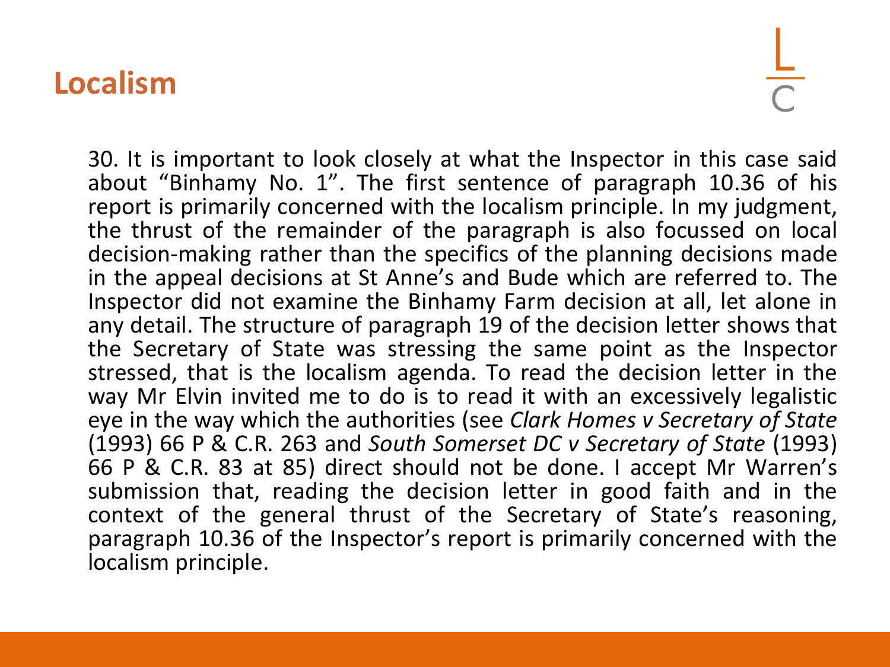# Localism

30. It is important to look closely at what the Inspector in this case said about "Binhamy No. 1". The first sentence of paragraph 10.36 of his report is primarily concerned with the localism principle. In my judgment, the thrust of the remainder of the paragraph is also focussed on local decision-making rather than the specifics of the planning decisions made in the appeal decisions at St Anne's and Bude which are referred to. The Inspector did not examine the Binhamy Farm decision at all, let alone in any detail. The structure of paragraph 19 of the decision letter shows that the Secretary of State was stressing the same point as the Inspector stressed, that is the localism agenda. To read the decision letter in the way Mr Elvin invited me to do is to read it with an excessively legalistic eye in the way which the authorities (see *Clark Homes v Secretary of State* (1993) 66 P & C.R. 263 and *South Somerset DC v Secretary of State* (1993) 66 P & C.R. 83 at 85) direct should not be done. I accept Mr Warren's submission that, reading the decision letter in good faith and in the context of the general thrust of the Secretary of State's reasoning, paragraph 10.36 of the Inspector's report is primarily concerned with the localism principle.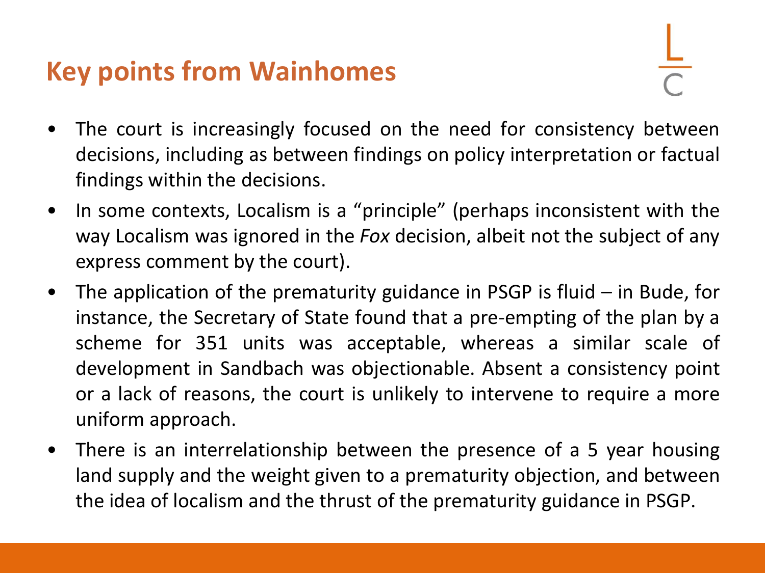## Key points from Wainhomes

- The court is increasingly focused on the need for consistency between decisions, including as between findings on policy interpretation or factual findings within the decisions.
- In some contexts, Localism is a "principle" (perhaps inconsistent with the way Localism was ignored in the *Fox* decision, albeit not the subject of any express comment by the court).
- The application of the prematurity guidance in PSGP is fluid – in Bude, for instance, the Secretary of State found that a pre-empting of the plan by a scheme for 351 units was acceptable, whereas a similar scale of development in Sandbach was objectionable. Absent a consistency point or a lack of reasons, the court is unlikely to intervene to require a more uniform approach.
- There is an interrelationship between the presence of a 5 year housing land supply and the weight given to a prematurity objection, and between the idea of localism and the thrust of the prematurity guidance in PSGP.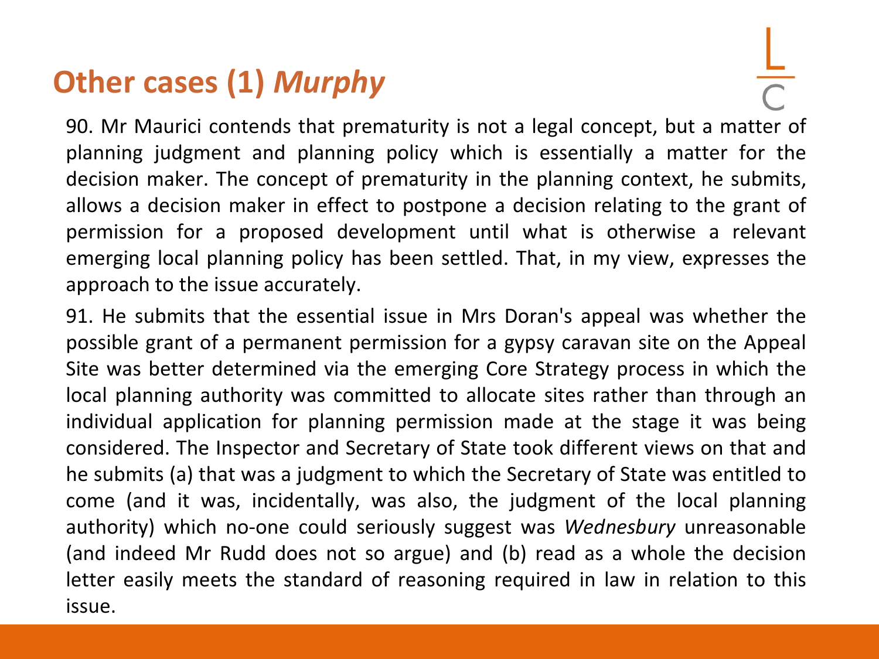# Other cases (1) *Murphy*

90. Mr Maurici contends that prematurity is not a legal concept, but a matter of planning judgment and planning policy which is essentially a matter for the decision maker. The concept of prematurity in the planning context, he submits, allows a decision maker in effect to postpone a decision relating to the grant of permission for a proposed development until what is otherwise a relevant emerging local planning policy has been settled. That, in my view, expresses the approach to the issue accurately.

91. He submits that the essential issue in Mrs Doran's appeal was whether the possible grant of a permanent permission for a gypsy caravan site on the Appeal Site was better determined via the emerging Core Strategy process in which the local planning authority was committed to allocate sites rather than through an individual application for planning permission made at the stage it was being considered. The Inspector and Secretary of State took different views on that and he submits (a) that was a judgment to which the Secretary of State was entitled to come (and it was, incidentally, was also, the judgment of the local planning authority) which no-one could seriously suggest was *Wednesbury* unreasonable (and indeed Mr Rudd does not so argue) and (b) read as a whole the decision letter easily meets the standard of reasoning required in law in relation to this issue.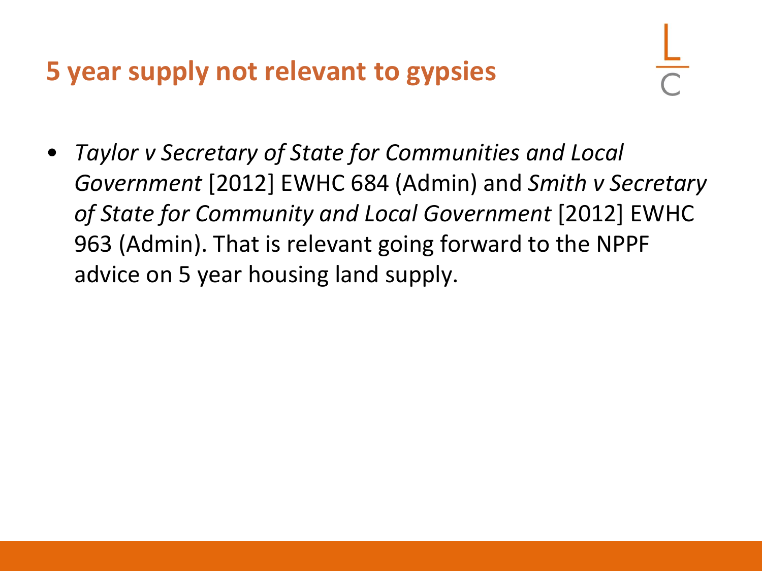# 5 year supply not relevant to gypsies

- *Taylor v Secretary of State for Communities and Local Government* [2012] EWHC 684 (Admin) and *Smith v Secretary of State for Community and Local Government* [2012] EWHC 963 (Admin). That is relevant going forward to the NPPF advice on 5 year housing land supply.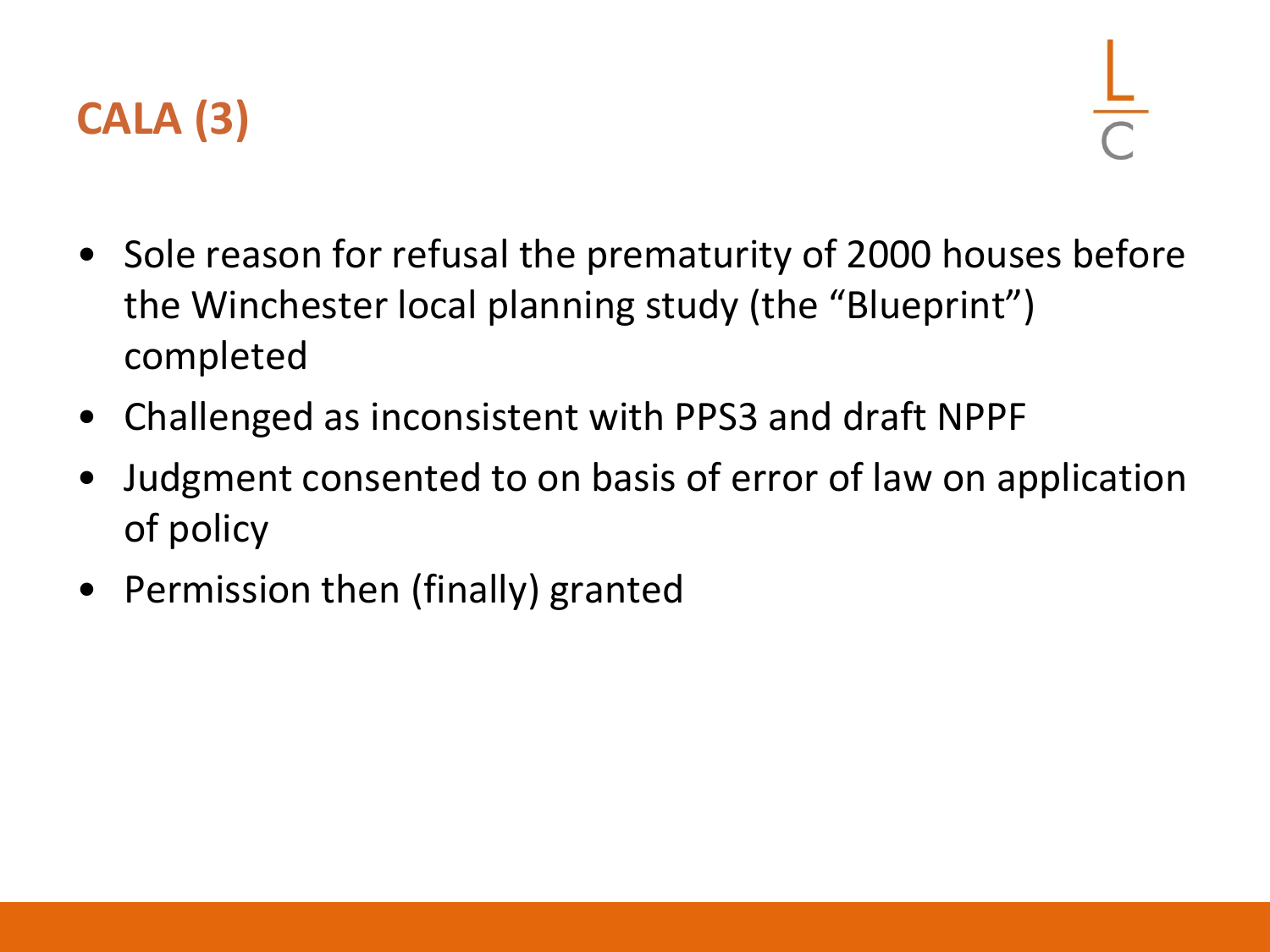# CALA (3)

- Sole reason for refusal the prematurity of 2000 houses before the Winchester local planning study (the "Blueprint") completed
- Challenged as inconsistent with PPS3 and draft NPPF
- Judgment consented to on basis of error of law on application of policy
- Permission then (finally) granted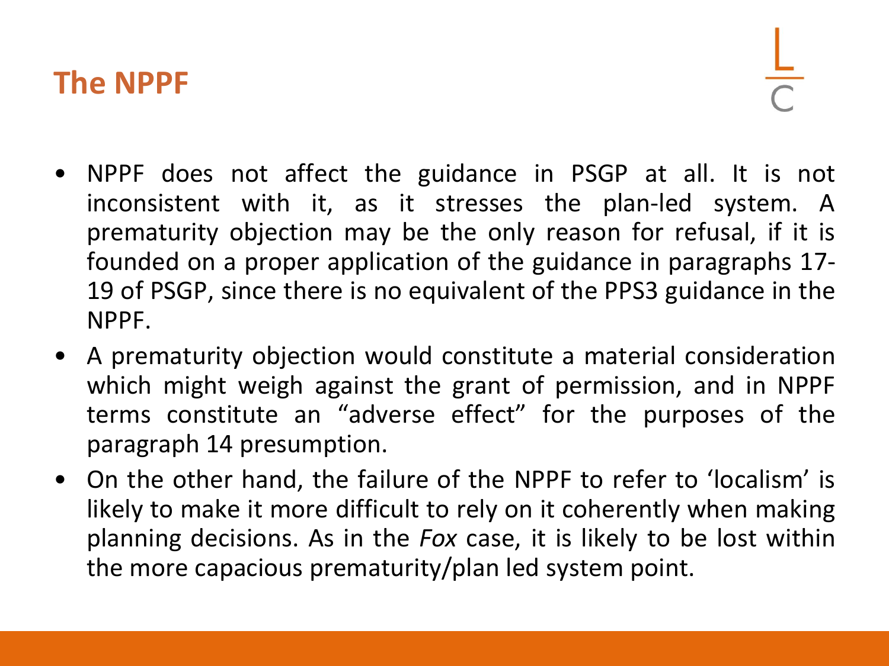## The NPPF

- NPPF does not affect the guidance in PSGP at all. It is not inconsistent with it, as it stresses the plan-led system. A prematurity objection may be the only reason for refusal, if it is founded on a proper application of the guidance in paragraphs 17-19 of PSGP, since there is no equivalent of the PPS3 guidance in the NPPF.
- A prematurity objection would constitute a material consideration which might weigh against the grant of permission, and in NPPF terms constitute an "adverse effect" for the purposes of the paragraph 14 presumption.
- On the other hand, the failure of the NPPF to refer to 'localism' is likely to make it more difficult to rely on it coherently when making planning decisions. As in the *Fox* case, it is likely to be lost within the more capacious prematurity/plan led system point.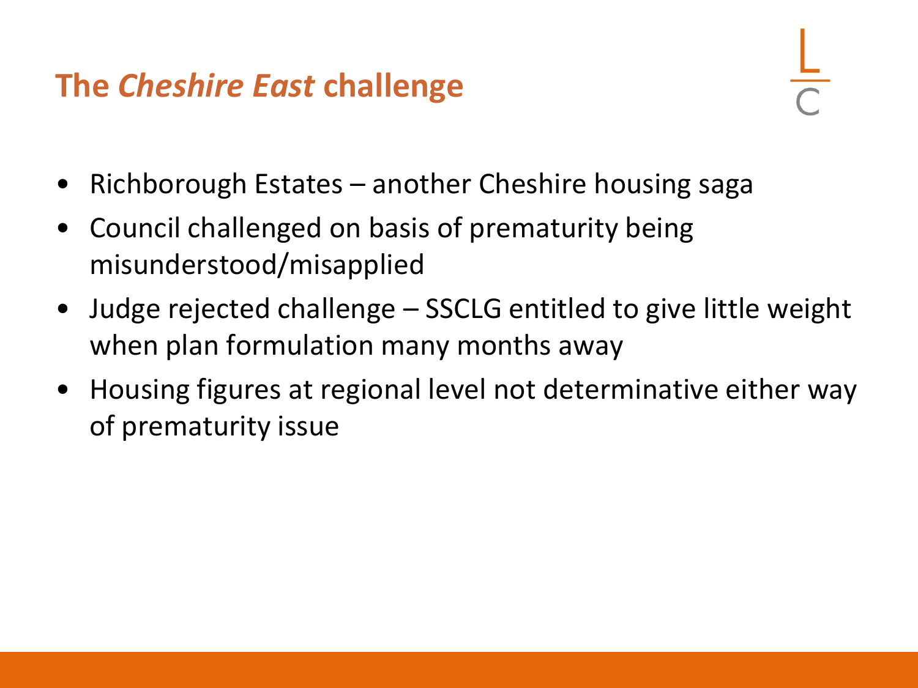## The *Cheshire East* challenge

- Richborough Estates – another Cheshire housing saga
- Council challenged on basis of prematurity being misunderstood/misapplied
- Judge rejected challenge – SSCLG entitled to give little weight when plan formulation many months away
- Housing figures at regional level not determinative either way of prematurity issue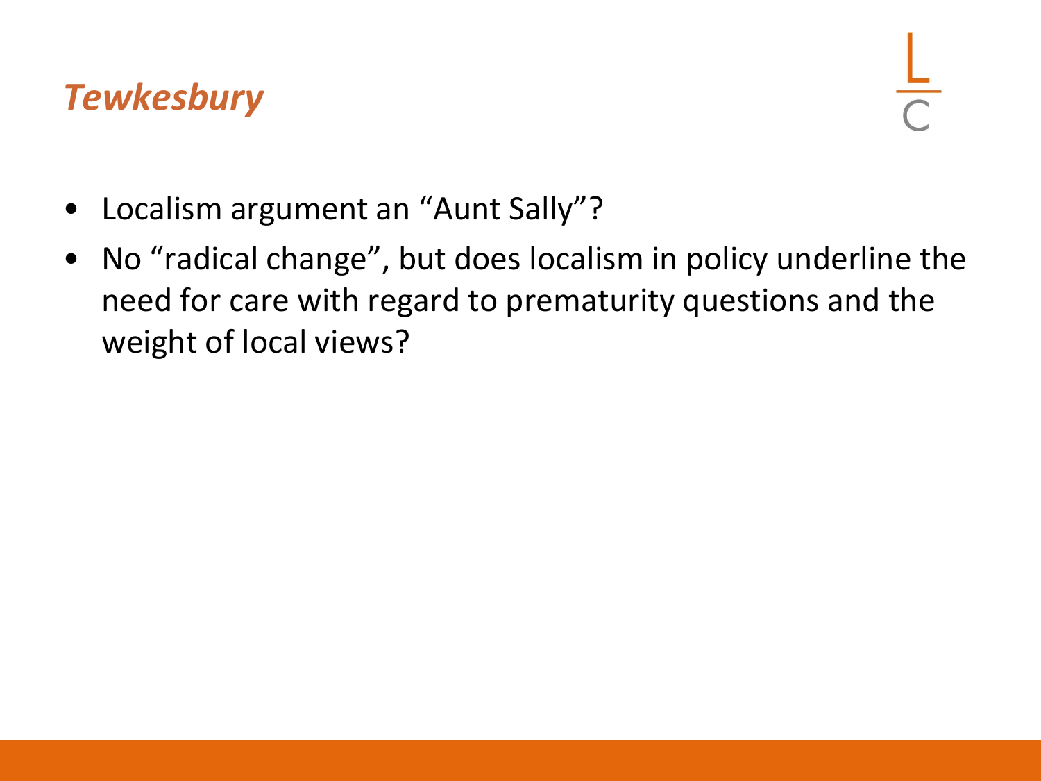## *Tewkesbury*

- Localism argument an “Aunt Sally”?
- No “radical change”, but does localism in policy underline the need for care with regard to prematurity questions and the weight of local views?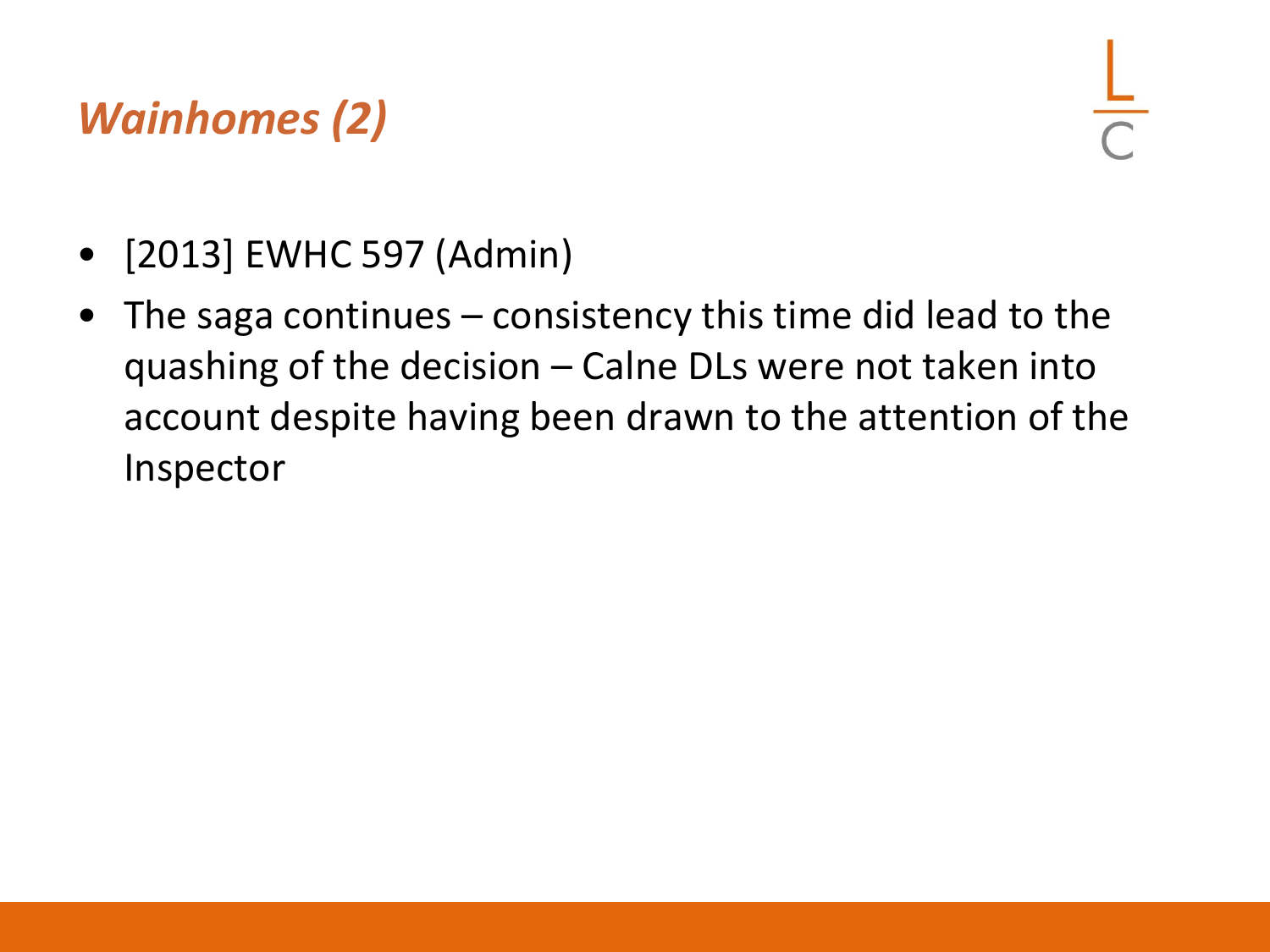# *Wainhomes (2)*

- [2013] EWHC 597 (Admin)
- The saga continues – consistency this time did lead to the quashing of the decision – Calne DLs were not taken into account despite having been drawn to the attention of the Inspector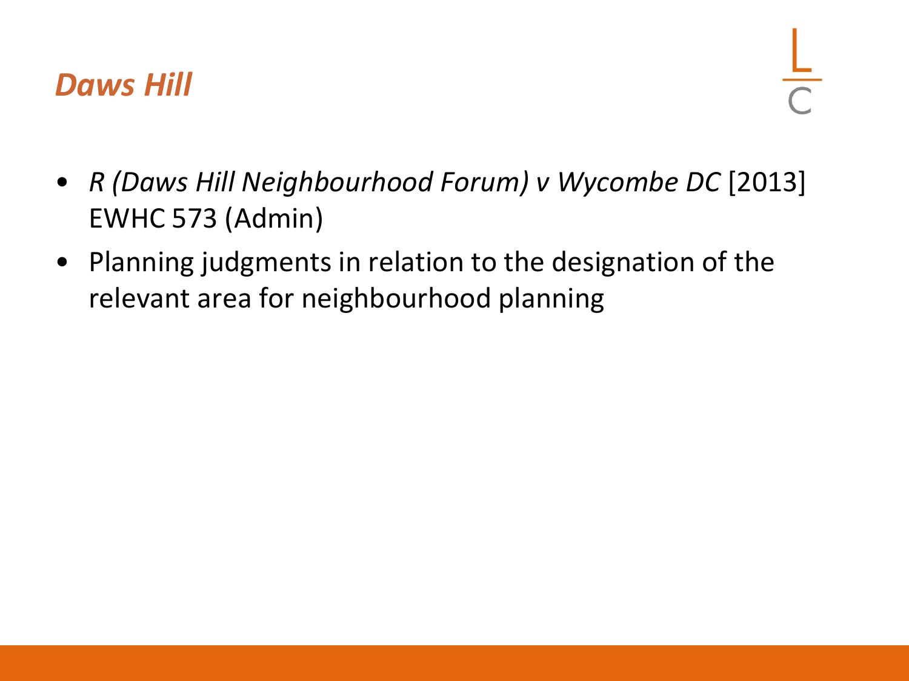## *Daws Hill*

- *R (Daws Hill Neighbourhood Forum) v Wycombe DC* [2013] EWHC 573 (Admin)
- Planning judgments in relation to the designation of the relevant area for neighbourhood planning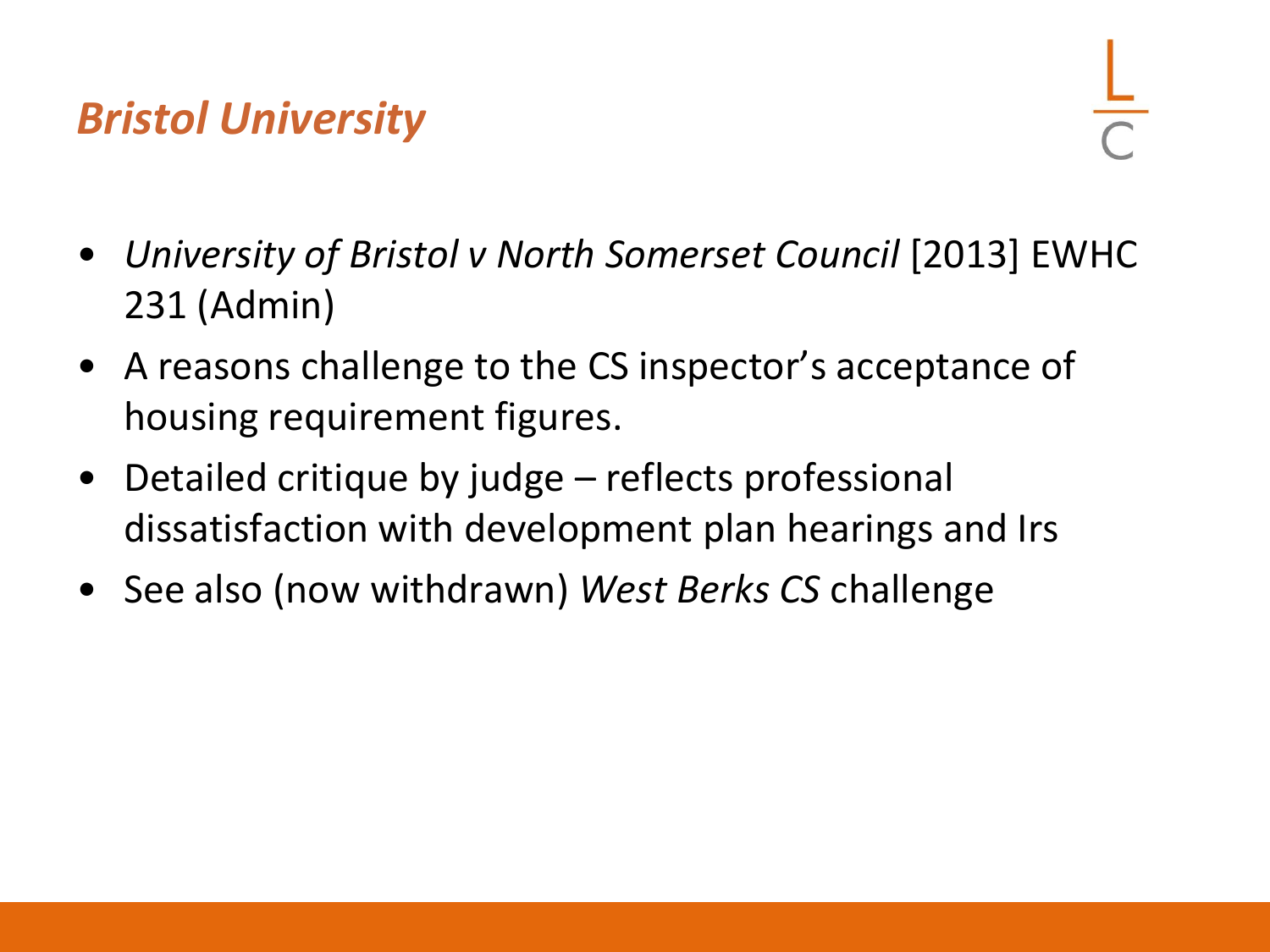## *Bristol University*

- *University of Bristol v North Somerset Council* [2013] EWHC 231 (Admin)
- A reasons challenge to the CS inspector's acceptance of housing requirement figures.
- Detailed critique by judge – reflects professional dissatisfaction with development plan hearings and Irs
- See also (now withdrawn) *West Berks CS* challenge